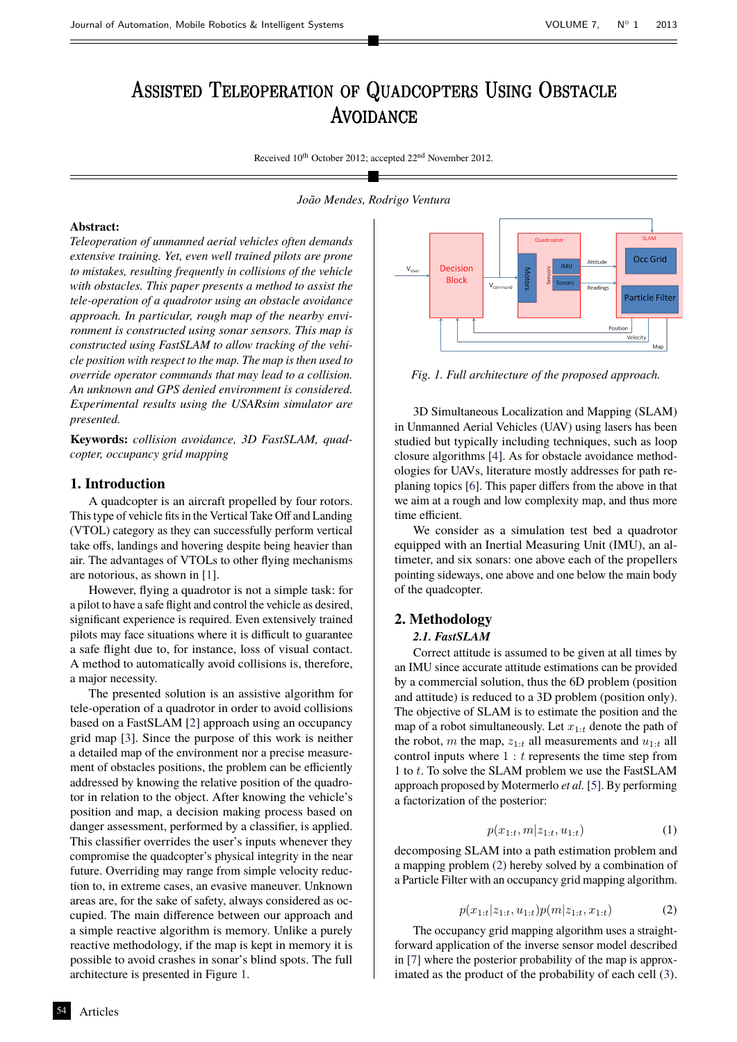# Assisted Teleoperation of Quadcopters Using Obstacle Avoidance

Received 10th October 2012; accepted 22nd November 2012.

*João Mendes, Rodrigo Ventura*

**Abstract:**
*Teleoperation of unmanned aerial vehicles often demands extensive training. Yet, even well trained pilots are prone to mistakes, resulting frequently in collisions of the vehicle with obstacles. This paper presents a method to assist the tele-operation of a quadrotor using an obstacle avoidance approach. In particular, rough map of the nearby environment is constructed using sonar sensors. This map is constructed using FastSLAM to allow tracking of the vehicle position with respect to the map. The map is then used to override operator commands that may lead to a collision. An unknown and GPS denied environment is considered. Experimental results using the USARsim simulator are presented.*

**Keywords:** *collision avoidance, 3D FastSLAM, quadcopter, occupancy grid mapping*

## 1. Introduction

A quadcopter is an aircraft propelled by four rotors. This type of vehicle fits in the Vertical Take Off and Landing (VTOL) category as they can successfully perform vertical take offs, landings and hovering despite being heavier than air. The advantages of VTOLs to other flying mechanisms are notorious, as shown in [1].

However, flying a quadrotor is not a simple task: for a pilot to have a safe flight and control the vehicle as desired, significant experience is required. Even extensively trained pilots may face situations where it is difficult to guarantee a safe flight due to, for instance, loss of visual contact. A method to automatically avoid collisions is, therefore, a major necessity.

The presented solution is an assistive algorithm for tele-operation of a quadrotor in order to avoid collisions based on a FastSLAM [2] approach using an occupancy grid map [3]. Since the purpose of this work is neither a detailed map of the environment nor a precise measurement of obstacles positions, the problem can be efficiently addressed by knowing the relative position of the quadrotor in relation to the object. After knowing the vehicle's position and map, a decision making process based on danger assessment, performed by a classifier, is applied. This classifier overrides the user's inputs whenever they compromise the quadcopter's physical integrity in the near future. Overriding may range from simple velocity reduction to, in extreme cases, an evasive maneuver. Unknown areas are, for the sake of safety, always considered as occupied. The main difference between our approach and a simple reactive algorithm is memory. Unlike a purely reactive methodology, if the map is kept in memory it is possible to avoid crashes in sonar's blind spots. The full architecture is presented in Figure 1.

*Fig. 1. Full architecture of the proposed approach.*

3D Simultaneous Localization and Mapping (SLAM) in Unmanned Aerial Vehicles (UAV) using lasers has been studied but typically including techniques, such as loop closure algorithms [4]. As for obstacle avoidance methodologies for UAVs, literature mostly addresses for path re-planing topics [6]. This paper differs from the above in that we aim at a rough and low complexity map, and thus more time efficient.

We consider as a simulation test bed a quadrotor equipped with an Inertial Measuring Unit (IMU), an altimeter, and six sonars: one above each of the propellers pointing sideways, one above and one below the main body of the quadcopter.

## 2. Methodology

### 2.1. FastSLAM

Correct attitude is assumed to be given at all times by an IMU since accurate attitude estimations can be provided by a commercial solution, thus the 6D problem (position and attitude) is reduced to a 3D problem (position only). The objective of SLAM is to estimate the position and the map of a robot simultaneously. Let $x_{1:t}$ denote the path of the robot, $m$ the map, $z_{1:t}$ all measurements and $u_{1:t}$ all control inputs where $1 : t$ represents the time step from 1 to $t$. To solve the SLAM problem we use the FastSLAM approach proposed by Motermerlo *et al.* [5]. By performing a factorization of the posterior:

$$p(x_{1:t}, m|z_{1:t}, u_{1:t}) \tag{1}$$

decomposing SLAM into a path estimation problem and a mapping problem (2) hereby solved by a combination of a Particle Filter with an occupancy grid mapping algorithm.

$$p(x_{1:t}|z_{1:t}, u_{1:t})p(m|z_{1:t}, x_{1:t}) \tag{2}$$

The occupancy grid mapping algorithm uses a straightforward application of the inverse sensor model described in [7] where the posterior probability of the map is approximated as the product of the probability of each cell (3).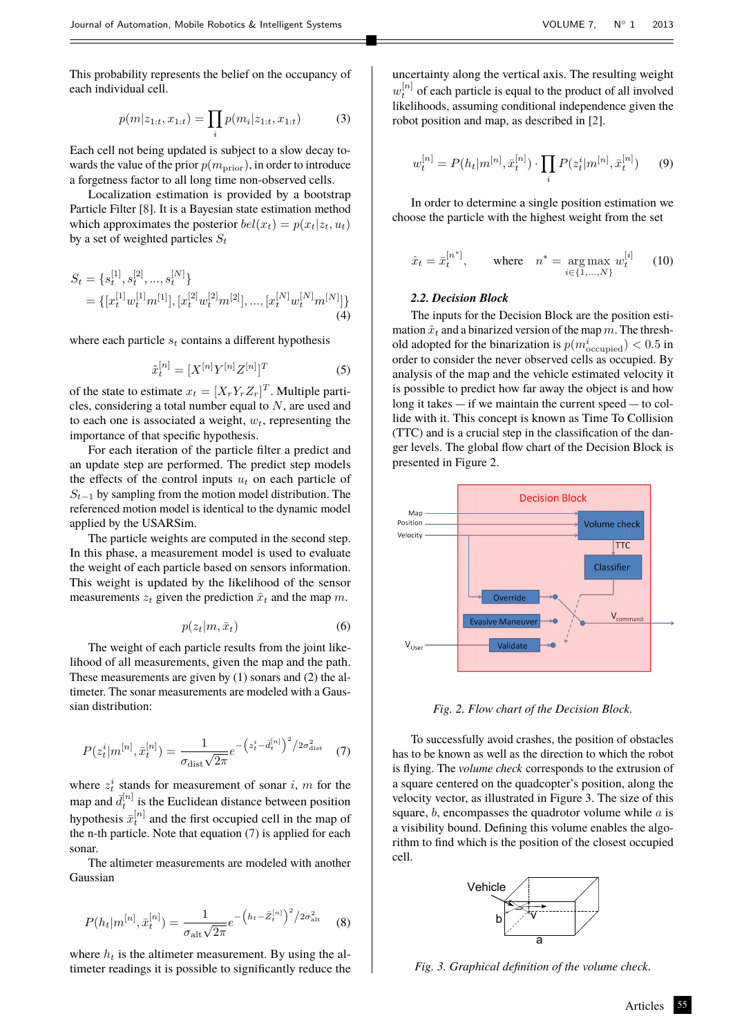This probability represents the belief on the occupancy of each individual cell.

$$p(m|z_{1:t}, x_{1:t}) = \prod_i p(m_i|z_{1:t}, x_{1:t}) \tag{3}$$

Each cell not being updated is subject to a slow decay towards the value of the prior $p(m_{\text{prior}})$, in order to introduce a forgetness factor to all long time non-observed cells.

Localization estimation is provided by a bootstrap Particle Filter [8]. It is a Bayesian state estimation method which approximates the posterior $bel(x_t) = p(x_t|z_t, u_t)$ by a set of weighted particles $S_t$

$$\begin{aligned} S_t &= \{s_t^{[1]}, s_t^{[2]}, ..., s_t^{[N]}\} \\ &= \{[x_t^{[1]} w_t^{[1]} m^{[1]}], [x_t^{[2]} w_t^{[2]} m^{[2]}], ..., [x_t^{[N]} w_t^{[N]} m^{[N]}]\} \end{aligned} \tag{4}$$

where each particle $s_t$ contains a different hypothesis

$$\tilde{x}_t^{[n]} = [X^{[n]} Y^{[n]} Z^{[n]}]^T \tag{5}$$

of the state to estimate $x_t = [X_r Y_r Z_r]^T$. Multiple particles, considering a total number equal to $N$, are used and to each one is associated a weight, $w_t$, representing the importance of that specific hypothesis.

For each iteration of the particle filter a predict and an update step are performed. The predict step models the effects of the control inputs $u_t$ on each particle of $S_{t-1}$ by sampling from the motion model distribution. The referenced motion model is identical to the dynamic model applied by the USARSim.

The particle weights are computed in the second step. In this phase, a measurement model is used to evaluate the weight of each particle based on sensors information. This weight is updated by the likelihood of the sensor measurements $z_t$ given the prediction $\bar{x}_t$ and the map $m$.

$$p(z_t|m, \bar{x}_t) \tag{6}$$

The weight of each particle results from the joint likelihood of all measurements, given the map and the path. These measurements are given by (1) sonars and (2) the altimeter. The sonar measurements are modeled with a Gaussian distribution:

$$P(z_t^i|m^{[n]}, \bar{x}_t^{[n]}) = \frac{1}{\sigma_{\text{dist}}\sqrt{2\pi}} e^{-\left(z_t^i - \bar{d}_t^{[n]}\right)^2 / 2\sigma_{\text{dist}}^2} \tag{7}$$

where $z_t^i$ stands for measurement of sonar $i$, $m$ for the map and $\bar{d}_t^{[n]}$ is the Euclidean distance between position hypothesis $\bar{x}_t^{[n]}$ and the first occupied cell in the map of the n-th particle. Note that equation (7) is applied for each sonar.

The altimeter measurements are modeled with another Gaussian

$$P(h_t|m^{[n]}, \bar{x}_t^{[n]}) = \frac{1}{\sigma_{\text{alt}}\sqrt{2\pi}} e^{-\left(h_t - \bar{Z}_t^{[n]}\right)^2 / 2\sigma_{\text{alt}}^2} \tag{8}$$

where $h_t$ is the altimeter measurement. By using the altimeter readings it is possible to significantly reduce the uncertainty along the vertical axis. The resulting weight $w_t^{[n]}$ of each particle is equal to the product of all involved likelihoods, assuming conditional independence given the robot position and map, as described in [2].

$$w_t^{[n]} = P(h_t|m^{[n]}, \bar{x}_t^{[n]}) \cdot \prod_i P(z_t^i|m^{[n]}, \bar{x}_t^{[n]}) \tag{9}$$

In order to determine a single position estimation we choose the particle with the highest weight from the set

$$\hat{x}_t = \bar{x}_t^{[n^*]}, \qquad \text{where} \quad n^* = \underset{i \in \{1,...,N\}}{\arg\max}\ w_t^{[i]} \tag{10}$$

### 2.2. Decision Block

The inputs for the Decision Block are the position estimation $\hat{x}_t$ and a binarized version of the map $m$. The threshold adopted for the binarization is $p(m^i_{\text{occupied}}) < 0.5$ in order to consider the never observed cells as occupied. By analysis of the map and the vehicle estimated velocity it is possible to predict how far away the object is and how long it takes — if we maintain the current speed — to collide with it. This concept is known as Time To Collision (TTC) and is a crucial step in the classification of the danger levels. The global flow chart of the Decision Block is presented in Figure 2.

*Fig. 2. Flow chart of the Decision Block.*

To successfully avoid crashes, the position of obstacles has to be known as well as the direction to which the robot is flying. The *volume check* corresponds to the extrusion of a square centered on the quadcopter's position, along the velocity vector, as illustrated in Figure 3. The size of this square, $b$, encompasses the quadrotor volume while $a$ is a visibility bound. Defining this volume enables the algorithm to find which is the position of the closest occupied cell.

*Fig. 3. Graphical definition of the volume check.*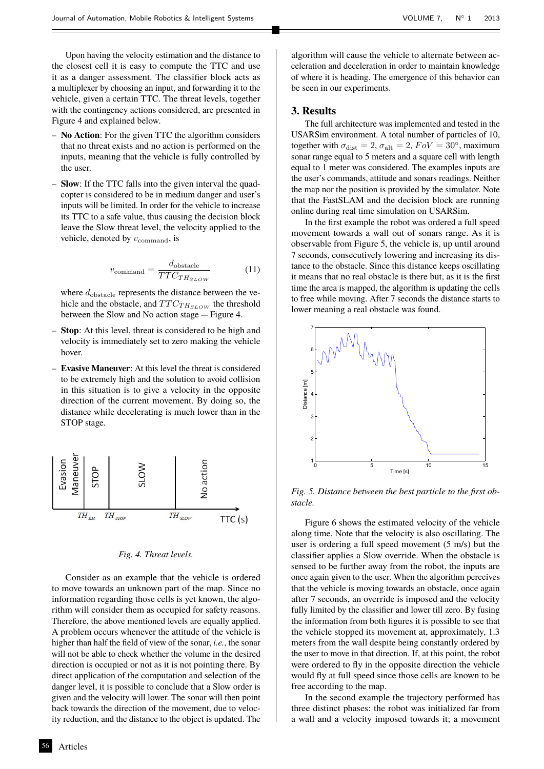Upon having the velocity estimation and the distance to the closest cell it is easy to compute the TTC and use it as a danger assessment. The classifier block acts as a multiplexer by choosing an input, and forwarding it to the vehicle, given a certain TTC. The threat levels, together with the contingency actions considered, are presented in Figure 4 and explained below.

- **No Action**: For the given TTC the algorithm considers that no threat exists and no action is performed on the inputs, meaning that the vehicle is fully controlled by the user.
- **Slow**: If the TTC falls into the given interval the quadcopter is considered to be in medium danger and user's inputs will be limited. In order for the vehicle to increase its TTC to a safe value, thus causing the decision block leave the Slow threat level, the velocity applied to the vehicle, denoted by $v_{\text{command}}$, is

$$v_{\text{command}} = \frac{d_{\text{obstacle}}}{TTC_{TH_{SLOW}}} \tag{11}$$

  where $d_{\text{obstacle}}$ represents the distance between the vehicle and the obstacle, and $TTC_{TH_{SLOW}}$ the threshold between the Slow and No action stage — Figure 4.
- **Stop**: At this level, threat is considered to be high and velocity is immediately set to zero making the vehicle hover.
- **Evasive Maneuver**: At this level the threat is considered to be extremely high and the solution to avoid collision in this situation is to give a velocity in the opposite direction of the current movement. By doing so, the distance while decelerating is much lower than in the STOP stage.

*Fig. 4. Threat levels.*

Consider as an example that the vehicle is ordered to move towards an unknown part of the map. Since no information regarding those cells is yet known, the algorithm will consider them as occupied for safety reasons. Therefore, the above mentioned levels are equally applied. A problem occurs whenever the attitude of the vehicle is higher than half the field of view of the sonar, *i.e.*, the sonar will not be able to check whether the volume in the desired direction is occupied or not as it is not pointing there. By direct application of the computation and selection of the danger level, it is possible to conclude that a Slow order is given and the velocity will lower. The sonar will then point back towards the direction of the movement, due to velocity reduction, and the distance to the object is updated. The algorithm will cause the vehicle to alternate between acceleration and deceleration in order to maintain knowledge of where it is heading. The emergence of this behavior can be seen in our experiments.

## 3. Results

The full architecture was implemented and tested in the USARSim environment. A total number of particles of 10, together with $\sigma_{\text{dist}} = 2$, $\sigma_{\text{alt}} = 2$, $FoV = 30°$, maximum sonar range equal to 5 meters and a square cell with length equal to 1 meter was considered. The examples inputs are the user's commands, attitude and sonars readings. Neither the map nor the position is provided by the simulator. Note that the FastSLAM and the decision block are running online during real time simulation on USARSim.

In the first example the robot was ordered a full speed movement towards a wall out of sonars range. As it is observable from Figure 5, the vehicle is, up until around 7 seconds, consecutively lowering and increasing its distance to the obstacle. Since this distance keeps oscillating it means that no real obstacle is there but, as it is the first time the area is mapped, the algorithm is updating the cells to free while moving. After 7 seconds the distance starts to lower meaning a real obstacle was found.

*Fig. 5. Distance between the best particle to the first obstacle.*

Figure 6 shows the estimated velocity of the vehicle along time. Note that the velocity is also oscillating. The user is ordering a full speed movement (5 m/s) but the classifier applies a Slow override. When the obstacle is sensed to be further away from the robot, the inputs are once again given to the user. When the algorithm perceives that the vehicle is moving towards an obstacle, once again after 7 seconds, an override is imposed and the velocity fully limited by the classifier and lower till zero. By fusing the information from both figures it is possible to see that the vehicle stopped its movement at, approximately, 1.3 meters from the wall despite being constantly ordered by the user to move in that direction. If, at this point, the robot were ordered to fly in the opposite direction the vehicle would fly at full speed since those cells are known to be free according to the map.

In the second example the trajectory performed has three distinct phases: the robot was initialized far from a wall and a velocity imposed towards it; a movement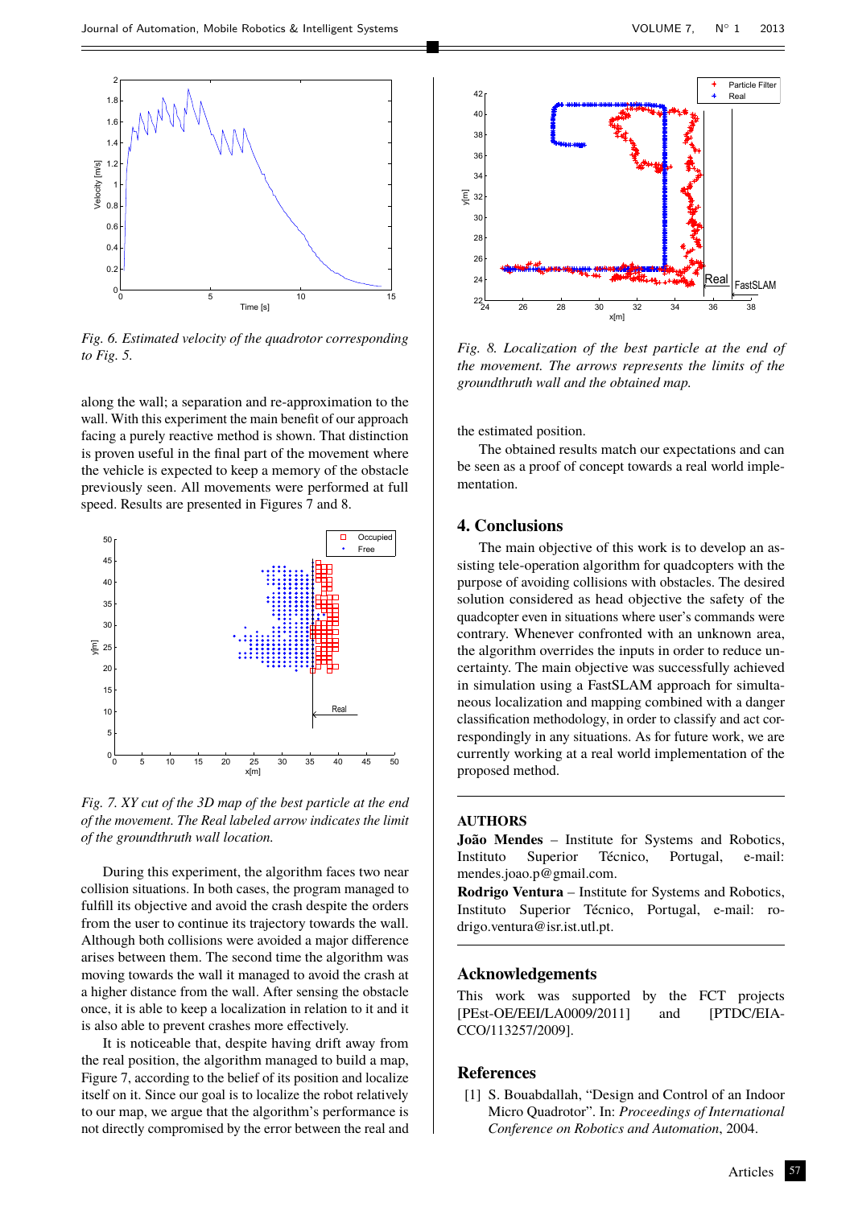*Fig. 6. Estimated velocity of the quadrotor corresponding to Fig. 5.*

along the wall; a separation and re-approximation to the wall. With this experiment the main benefit of our approach facing a purely reactive method is shown. That distinction is proven useful in the final part of the movement where the vehicle is expected to keep a memory of the obstacle previously seen. All movements were performed at full speed. Results are presented in Figures 7 and 8.

*Fig. 7. XY cut of the 3D map of the best particle at the end of the movement. The Real labeled arrow indicates the limit of the groundthruth wall location.*

During this experiment, the algorithm faces two near collision situations. In both cases, the program managed to fulfill its objective and avoid the crash despite the orders from the user to continue its trajectory towards the wall. Although both collisions were avoided a major difference arises between them. The second time the algorithm was moving towards the wall it managed to avoid the crash at a higher distance from the wall. After sensing the obstacle once, it is able to keep a localization in relation to it and it is also able to prevent crashes more effectively.

It is noticeable that, despite having drift away from the real position, the algorithm managed to build a map, Figure 7, according to the belief of its position and localize itself on it. Since our goal is to localize the robot relatively to our map, we argue that the algorithm's performance is not directly compromised by the error between the real and the estimated position.

*Fig. 8. Localization of the best particle at the end of the movement. The arrows represents the limits of the groundthruth wall and the obtained map.*

The obtained results match our expectations and can be seen as a proof of concept towards a real world implementation.

## 4. Conclusions

The main objective of this work is to develop an assisting tele-operation algorithm for quadcopters with the purpose of avoiding collisions with obstacles. The desired solution considered as head objective the safety of the quadcopter even in situations where user's commands were contrary. Whenever confronted with an unknown area, the algorithm overrides the inputs in order to reduce uncertainty. The main objective was successfully achieved in simulation using a FastSLAM approach for simultaneous localization and mapping combined with a danger classification methodology, in order to classify and act correspondingly in any situations. As for future work, we are currently working at a real world implementation of the proposed method.

## AUTHORS

**João Mendes** – Institute for Systems and Robotics, Instituto Superior Técnico, Portugal, e-mail: mendes.joao.p@gmail.com.

**Rodrigo Ventura** – Institute for Systems and Robotics, Instituto Superior Técnico, Portugal, e-mail: rodrigo.ventura@isr.ist.utl.pt.

## Acknowledgements

This work was supported by the FCT projects [PEst-OE/EEI/LA0009/2011] and [PTDC/EIA-CCO/113257/2009].

## References

[1] S. Bouabdallah, "Design and Control of an Indoor Micro Quadrotor". In: *Proceedings of International Conference on Robotics and Automation*, 2004.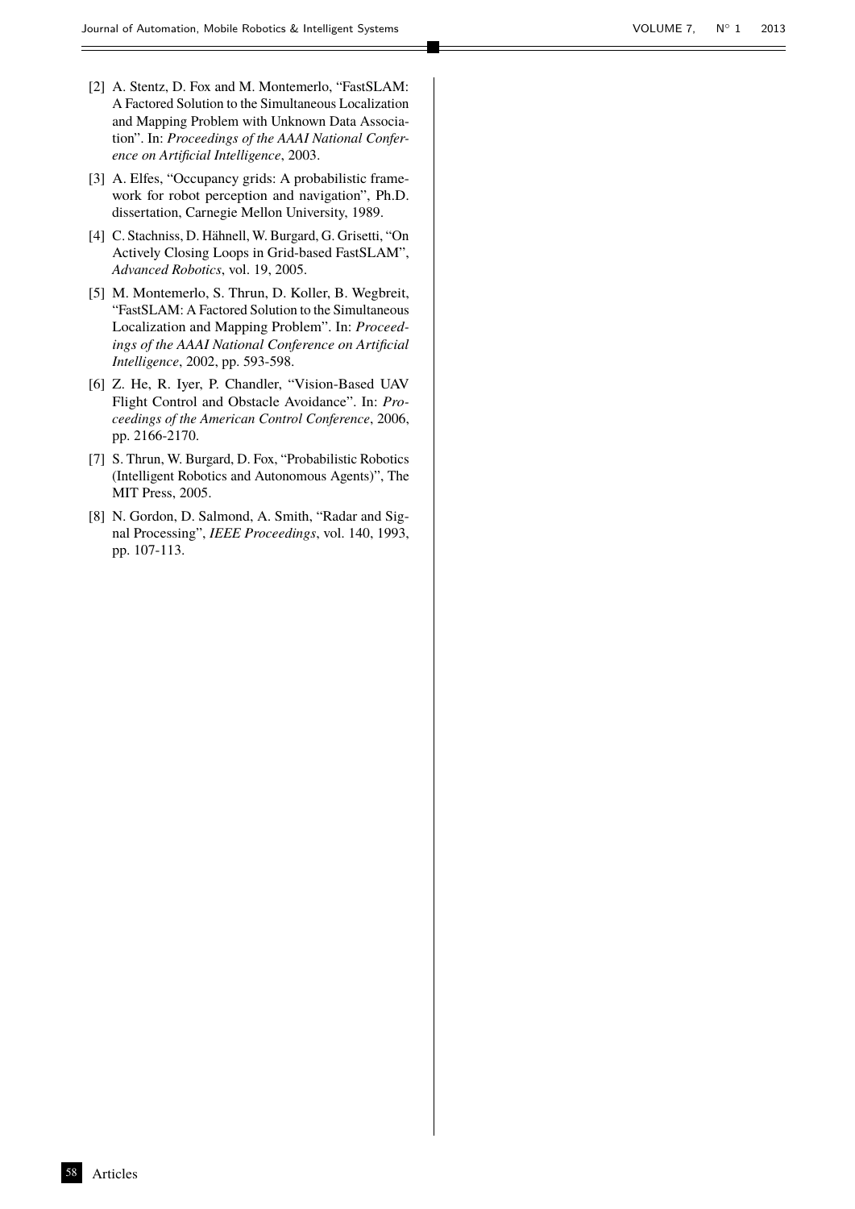[2] A. Stentz, D. Fox and M. Montemerlo, "FastSLAM: A Factored Solution to the Simultaneous Localization and Mapping Problem with Unknown Data Association". In: *Proceedings of the AAAI National Conference on Artificial Intelligence*, 2003.

[3] A. Elfes, "Occupancy grids: A probabilistic framework for robot perception and navigation", Ph.D. dissertation, Carnegie Mellon University, 1989.

[4] C. Stachniss, D. Hähnell, W. Burgard, G. Grisetti, "On Actively Closing Loops in Grid-based FastSLAM", *Advanced Robotics*, vol. 19, 2005.

[5] M. Montemerlo, S. Thrun, D. Koller, B. Wegbreit, "FastSLAM: A Factored Solution to the Simultaneous Localization and Mapping Problem". In: *Proceedings of the AAAI National Conference on Artificial Intelligence*, 2002, pp. 593-598.

[6] Z. He, R. Iyer, P. Chandler, "Vision-Based UAV Flight Control and Obstacle Avoidance". In: *Proceedings of the American Control Conference*, 2006, pp. 2166-2170.

[7] S. Thrun, W. Burgard, D. Fox, "Probabilistic Robotics (Intelligent Robotics and Autonomous Agents)", The MIT Press, 2005.

[8] N. Gordon, D. Salmond, A. Smith, "Radar and Signal Processing", *IEEE Proceedings*, vol. 140, 1993, pp. 107-113.